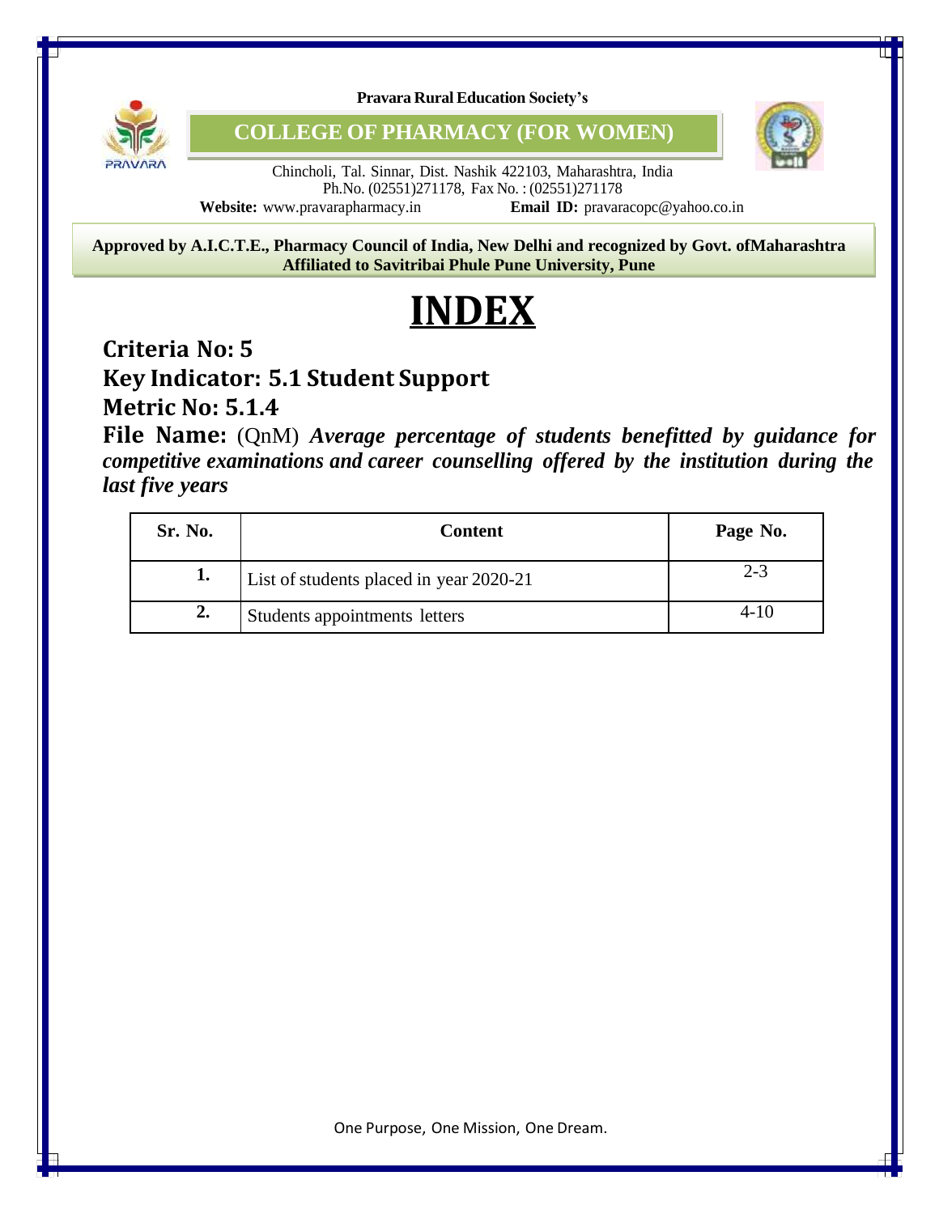Pravara Rural Education Society's

**COLLEGE OF PHARMACY (FOR WOMEN)**

Chincholi, Tal. Sinnar, Dist. Nashik 422103, Maharashtra, India
Ph.No. (02551)271178, Fax No. : (02551)271178
**Website:** www.pravarapharmacy.in **Email ID:** pravaracopc@yahoo.co.in

**Approved by A.I.C.T.E., Pharmacy Council of India, New Delhi and recognized by Govt. ofMaharashtra**
**Affiliated to Savitribai Phule Pune University, Pune**

# INDEX

## Criteria No: 5

## Key Indicator: 5.1 Student Support

## Metric No: 5.1.4

**File Name:** (QnM) ***Average percentage of students benefitted by guidance for competitive examinations and career counselling offered by the institution during the last five years***

| Sr. No. | Content | Page No. |
|---|---|---|
| 1. | List of students placed in year 2020-21 | 2-3 |
| 2. | Students appointments letters | 4-10 |

One Purpose, One Mission, One Dream.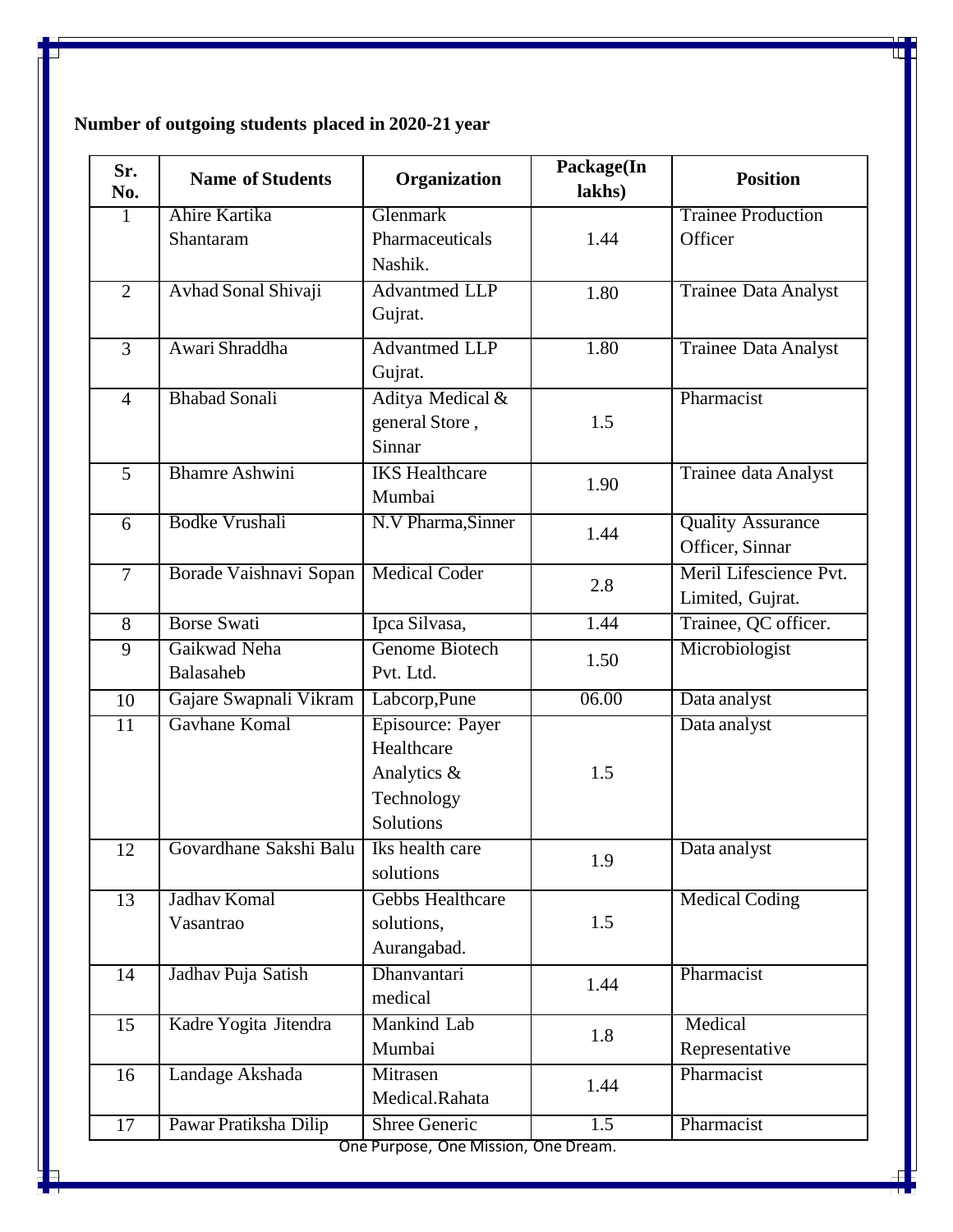**Number of outgoing students placed in 2020-21 year**

| Sr. No. | Name of Students | Organization | Package(In lakhs) | Position |
|---|---|---|---|---|
| 1 | Ahire Kartika Shantaram | Glenmark Pharmaceuticals Nashik. | 1.44 | Trainee Production Officer |
| 2 | Avhad Sonal Shivaji | Advantmed LLP Gujrat. | 1.80 | Trainee Data Analyst |
| 3 | Awari Shraddha | Advantmed LLP Gujrat. | 1.80 | Trainee Data Analyst |
| 4 | Bhabad Sonali | Aditya Medical & general Store , Sinnar | 1.5 | Pharmacist |
| 5 | Bhamre Ashwini | IKS Healthcare Mumbai | 1.90 | Trainee data Analyst |
| 6 | Bodke Vrushali | N.V Pharma,Sinner | 1.44 | Quality Assurance Officer, Sinnar |
| 7 | Borade Vaishnavi Sopan | Medical Coder | 2.8 | Meril Lifescience Pvt. Limited, Gujrat. |
| 8 | Borse Swati | Ipca Silvasa, | 1.44 | Trainee, QC officer. |
| 9 | Gaikwad Neha Balasaheb | Genome Biotech Pvt. Ltd. | 1.50 | Microbiologist |
| 10 | Gajare Swapnali Vikram | Labcorp,Pune | 06.00 | Data analyst |
| 11 | Gavhane Komal | Episource: Payer Healthcare Analytics & Technology Solutions | 1.5 | Data analyst |
| 12 | Govardhane Sakshi Balu | Iks health care solutions | 1.9 | Data analyst |
| 13 | Jadhav Komal Vasantrao | Gebbs Healthcare solutions, Aurangabad. | 1.5 | Medical Coding |
| 14 | Jadhav Puja Satish | Dhanvantari medical | 1.44 | Pharmacist |
| 15 | Kadre Yogita Jitendra | Mankind Lab Mumbai | 1.8 | Medical Representative |
| 16 | Landage Akshada | Mitrasen Medical.Rahata | 1.44 | Pharmacist |
| 17 | Pawar Pratiksha Dilip | Shree Generic | 1.5 | Pharmacist |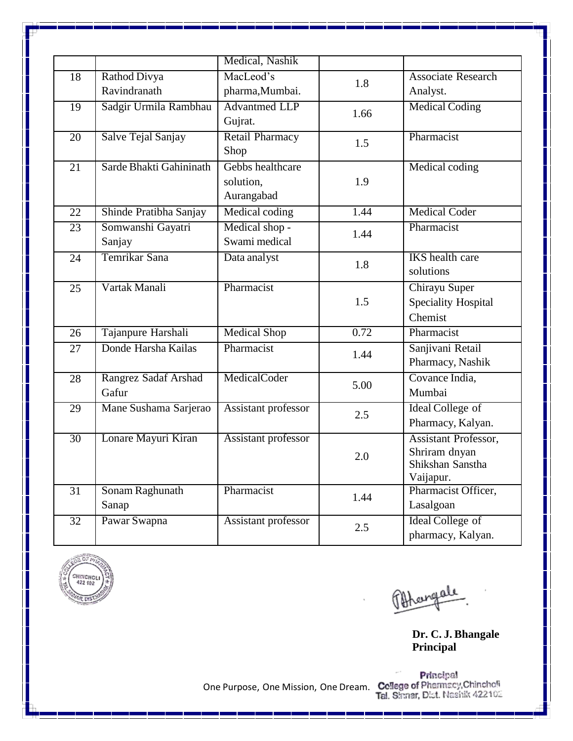| | | Medical, Nashik | | |
|---|---|---|---|---|
| 18 | Rathod Divya Ravindranath | MacLeod's pharma,Mumbai. | 1.8 | Associate Research Analyst. |
| 19 | Sadgir Urmila Rambhau | Advantmed LLP Gujrat. | 1.66 | Medical Coding |
| 20 | Salve Tejal Sanjay | Retail Pharmacy Shop | 1.5 | Pharmacist |
| 21 | Sarde Bhakti Gahininath | Gebbs healthcare solution, Aurangabad | 1.9 | Medical coding |
| 22 | Shinde Pratibha Sanjay | Medical coding | 1.44 | Medical Coder |
| 23 | Somwanshi Gayatri Sanjay | Medical shop - Swami medical | 1.44 | Pharmacist |
| 24 | Temrikar Sana | Data analyst | 1.8 | IKS health care solutions |
| 25 | Vartak Manali | Pharmacist | 1.5 | Chirayu Super Speciality Hospital Chemist |
| 26 | Tajanpure Harshali | Medical Shop | 0.72 | Pharmacist |
| 27 | Donde Harsha Kailas | Pharmacist | 1.44 | Sanjivani Retail Pharmacy, Nashik |
| 28 | Rangrez Sadaf Arshad Gafur | MedicalCoder | 5.00 | Covance India, Mumbai |
| 29 | Mane Sushama Sarjerao | Assistant professor | 2.5 | Ideal College of Pharmacy, Kalyan. |
| 30 | Lonare Mayuri Kiran | Assistant professor | 2.0 | Assistant Professor, Shriram dnyan Shikshan Sanstha Vaijapur. |
| 31 | Sonam Raghunath Sanap | Pharmacist | 1.44 | Pharmacist Officer, Lasalgoan |
| 32 | Pawar Swapna | Assistant professor | 2.5 | Ideal College of pharmacy, Kalyan. |

**Dr. C. J. Bhangale**
**Principal**

Principal
College of Pharmacy,Chincholi
Tal. Sinnar, Dist. Nashik 422102

One Purpose, One Mission, One Dream.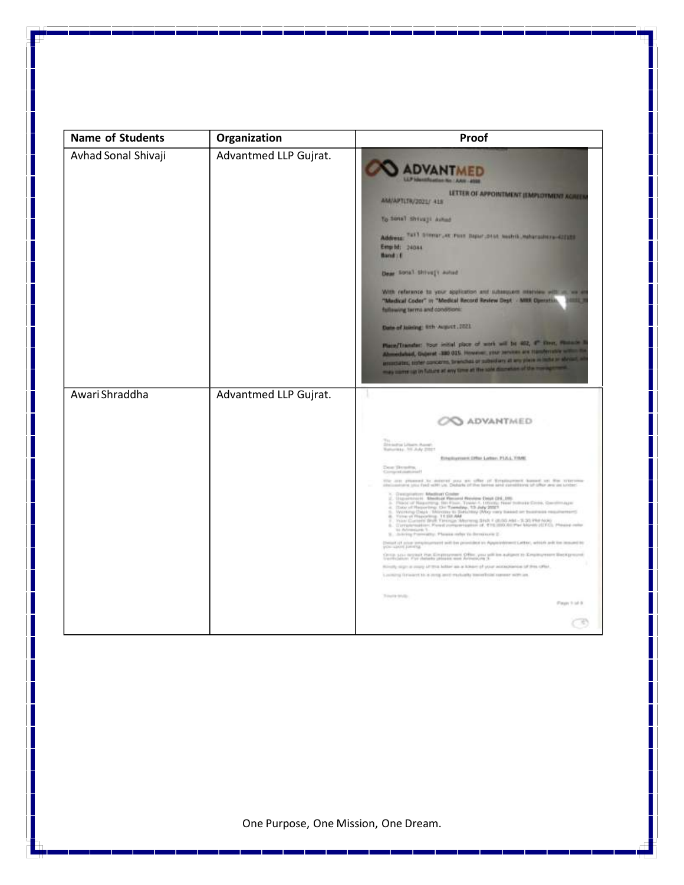| Name of Students | Organization | Proof |
|---|---|---|
| Avhad Sonal Shivaji | Advantmed LLP Gujrat. | |
| Awari Shraddha | Advantmed LLP Gujrat. | |

One Purpose, One Mission, One Dream.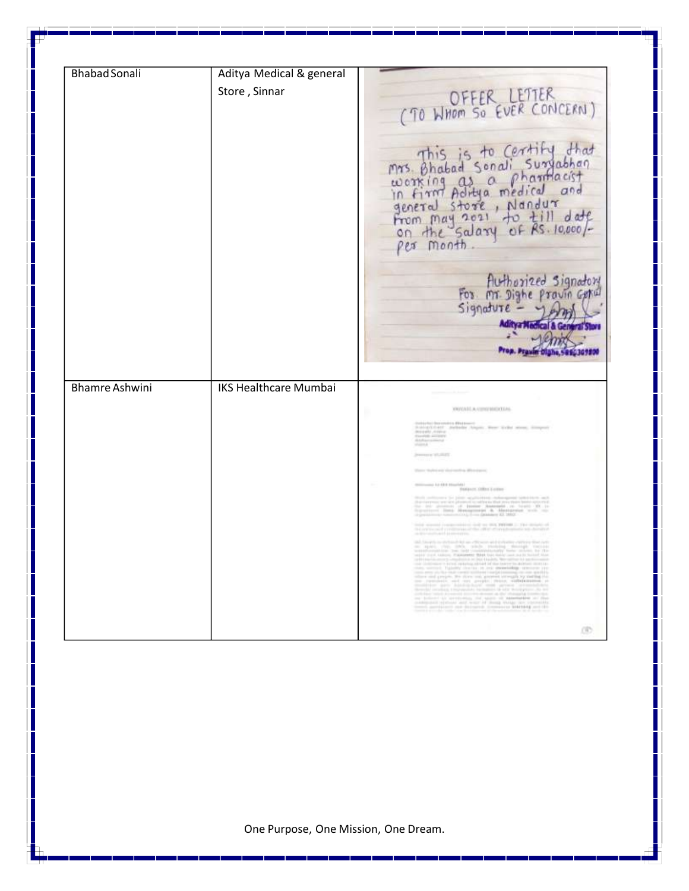| Bhabad Sonali | Aditya Medical & general Store , Sinnar | OFFER LETTER (TO WHOM SO EVER CONCERN) This is to Certify that Mrs. Bhabad Sonali Suryabhan working as a pharmacist in firm Aditya medical and general store , Nandur from may 2021 to till date on the salary of RS. 10,000/- per month. Authorized Signatory For Mr. Dighe Pravin Gopal Signature - Aditya Medical & General Store Prop. Pravin Dighe |
|---|---|---|
| Bhamre Ashwini | IKS Healthcare Mumbai | |

One Purpose, One Mission, One Dream.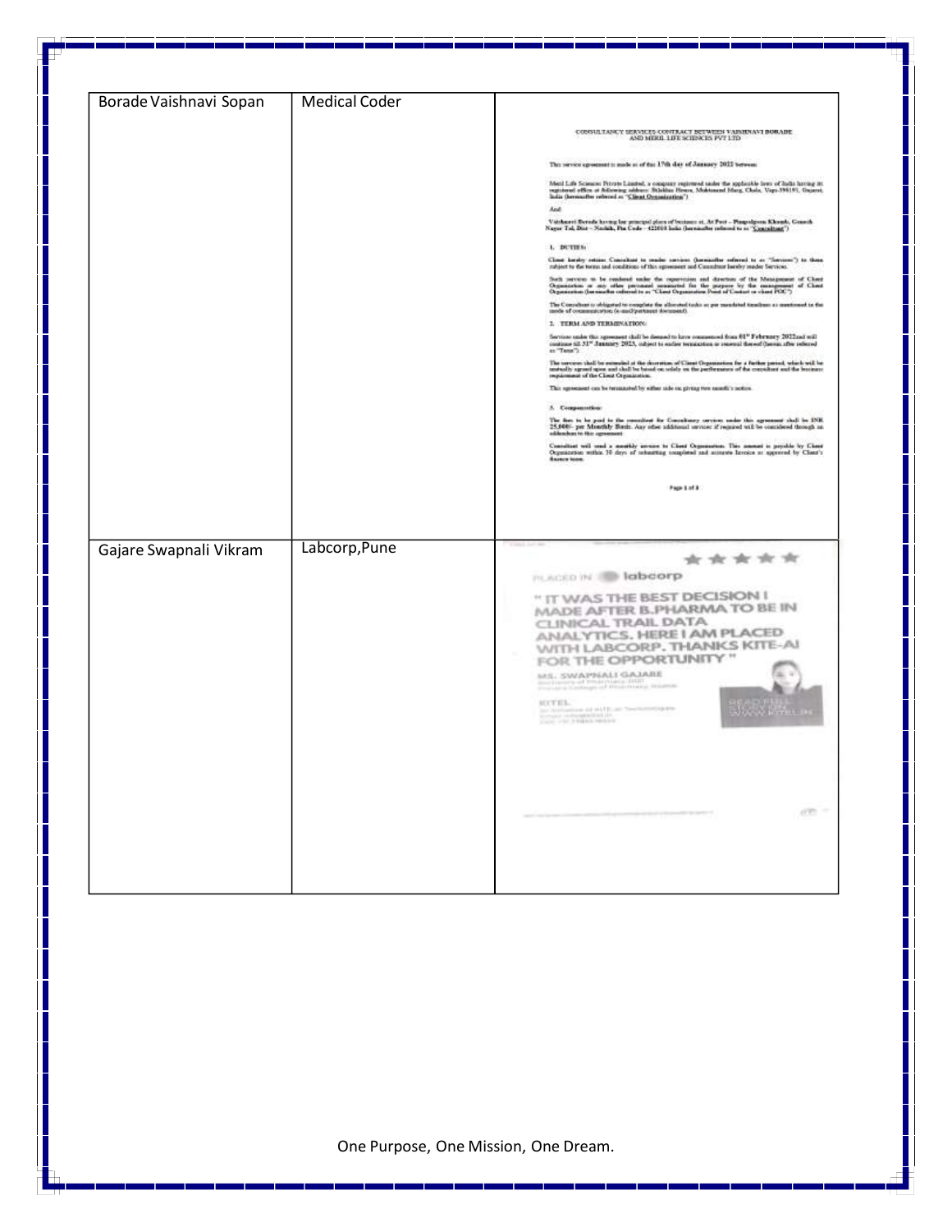| Borade Vaishnavi Sopan | Medical Coder | CONSULTANCY SERVICES CONTRACT BETWEEN VAISHNAVI BORADE AND MERIL LIFE SCIENCES PVT LTD |
| --- | --- | --- |
| Gajare Swapnali Vikram | Labcorp,Pune | PLACED IN labcorp " IT WAS THE BEST DECISION I MADE AFTER B.PHARMA TO BE IN CLINICAL TRAIL DATA ANALYTICS. HERE I AM PLACED WITH LABCORP. THANKS KITE-AI FOR THE OPPORTUNITY " MS. SWAPNALI GAJARE |

One Purpose, One Mission, One Dream.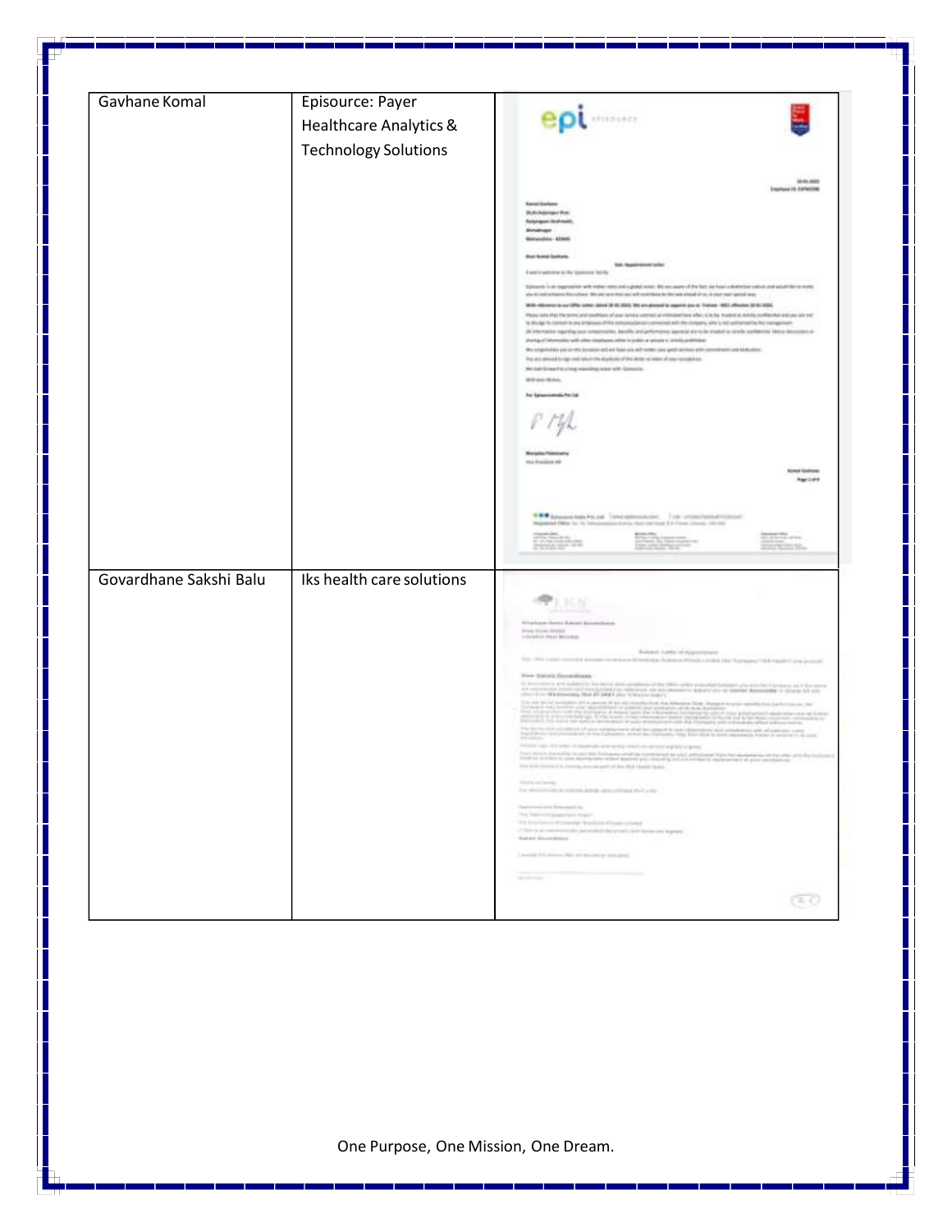| | | |
|---|---|---|
| Gavhane Komal | Episource: Payer Healthcare Analytics & Technology Solutions | |
| Govardhane Sakshi Balu | Iks health care solutions | |

One Purpose, One Mission, One Dream.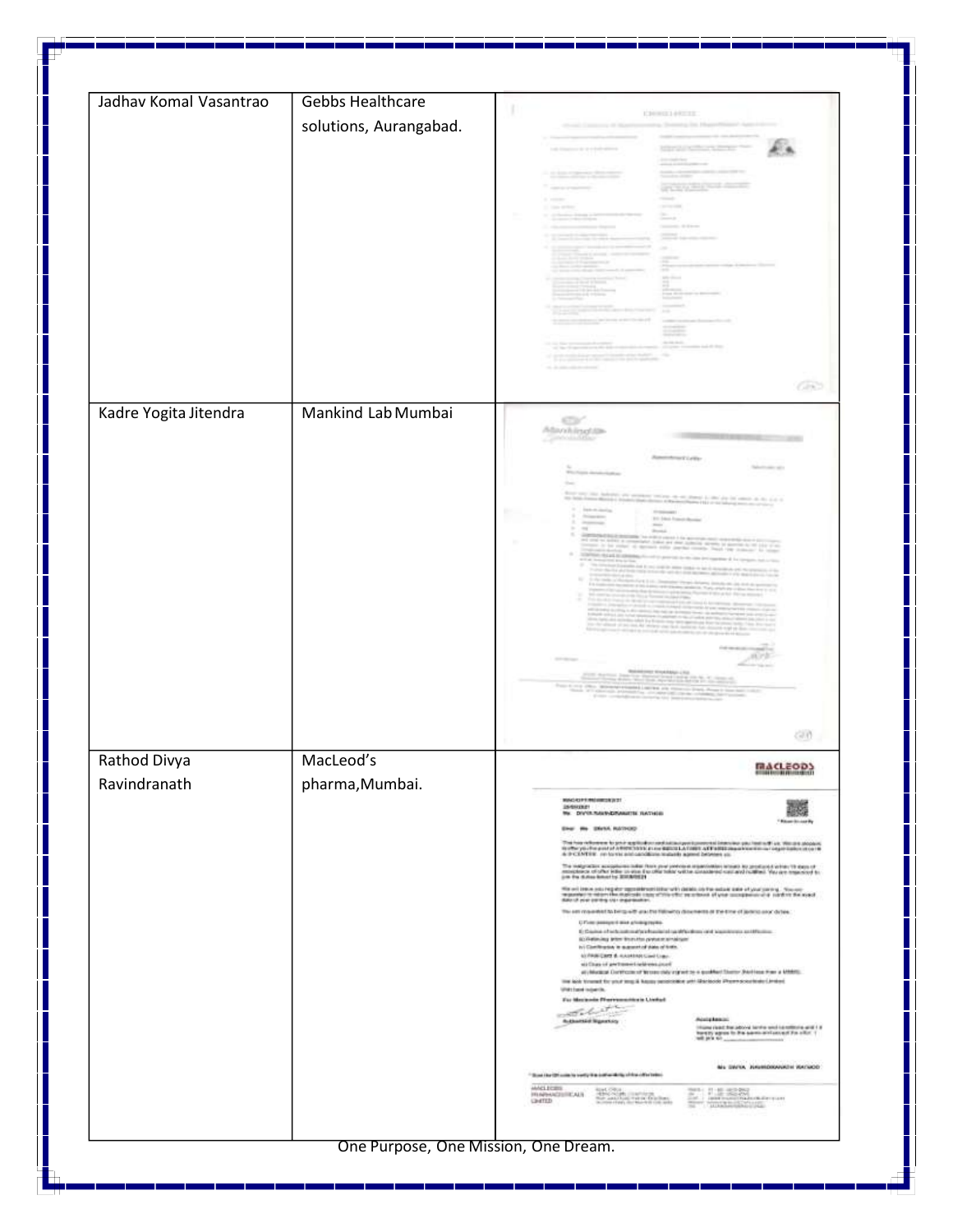| | | |
|---|---|---|
| Jadhav Komal Vasantrao | Gebbs Healthcare solutions, Aurangabad. | |
| Kadre Yogita Jitendra | Mankind Lab Mumbai | |
| Rathod Divya Ravindranath | MacLeod's pharma,Mumbai. | |

One Purpose, One Mission, One Dream.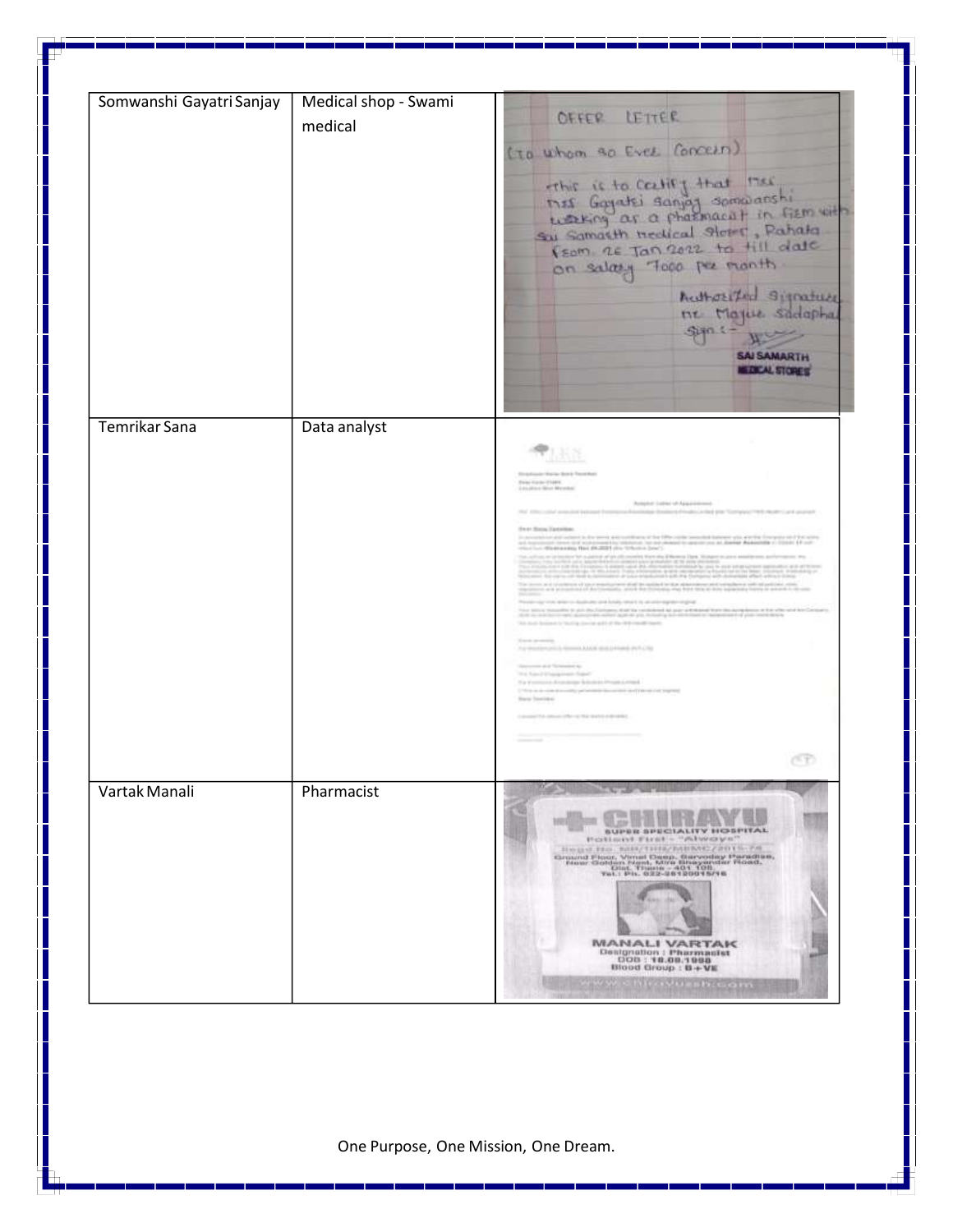| | | |
|---|---|---|
| Somwanshi Gayatri Sanjay | Medical shop - Swami medical | OFFER LETTER<br>(To whom so Ever Concern)<br>This is to Certify that Mrs Miss Gayatri Sanjay Somwanshi working as a pharmacist in firm with Sai Samarth Medical Store, Rahata from 26 Jan 2022 to till date on salary 7000 per month<br>Authorized Signature Mr Mayur Sadaphal<br>Sign :-<br>SAI SAMARTH MEDICAL STORES |
| Temrikar Sana | Data analyst | |
| Vartak Manali | Pharmacist | CHIRAYU SUPER SPECIALITY HOSPITAL<br>Patient First - "Always"<br>MANALI VARTAK<br>Designation : Pharmacist<br>DOB : 18.08.1998<br>Blood Group : B+VE |

One Purpose, One Mission, One Dream.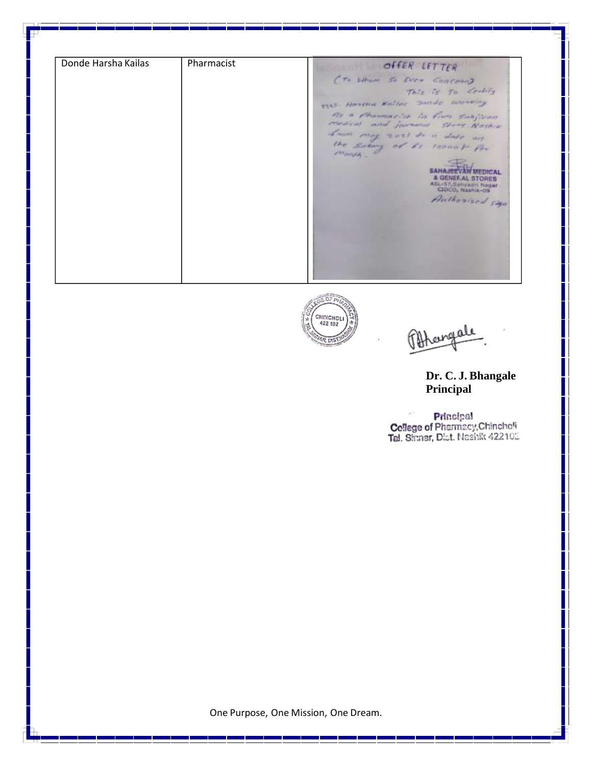| | | |
|---|---|---|
| Donde Harsha Kailas | Pharmacist | OFFER LETTER<br>(To Whom So Ever Concern)<br>This is To Certify<br>Mrs. Harsha Kailas Donde working<br>As a Pharmacist in firm Sahjivan<br>medical and general Store Nashik<br>from may 2021 to 11 date on<br>the Salary of Rs 10000/- Per<br>month.<br>SAHAJEEVAN MEDICAL<br>& GENERAL STORES<br>ASL-57, Sahyadri Nagar<br>CIDCO, Nashik-09<br>Authorized Sign |

COLLEGE OF PHARMACY CHINCHOLI 422 102 TAL. SINNAR, DIST. NASHIK

**Dr. C. J. Bhangale**
**Principal**

Principal
College of Pharmacy, Chincholi
Tal. Sinnar, Dist. Nashik 422102

One Purpose, One Mission, One Dream.